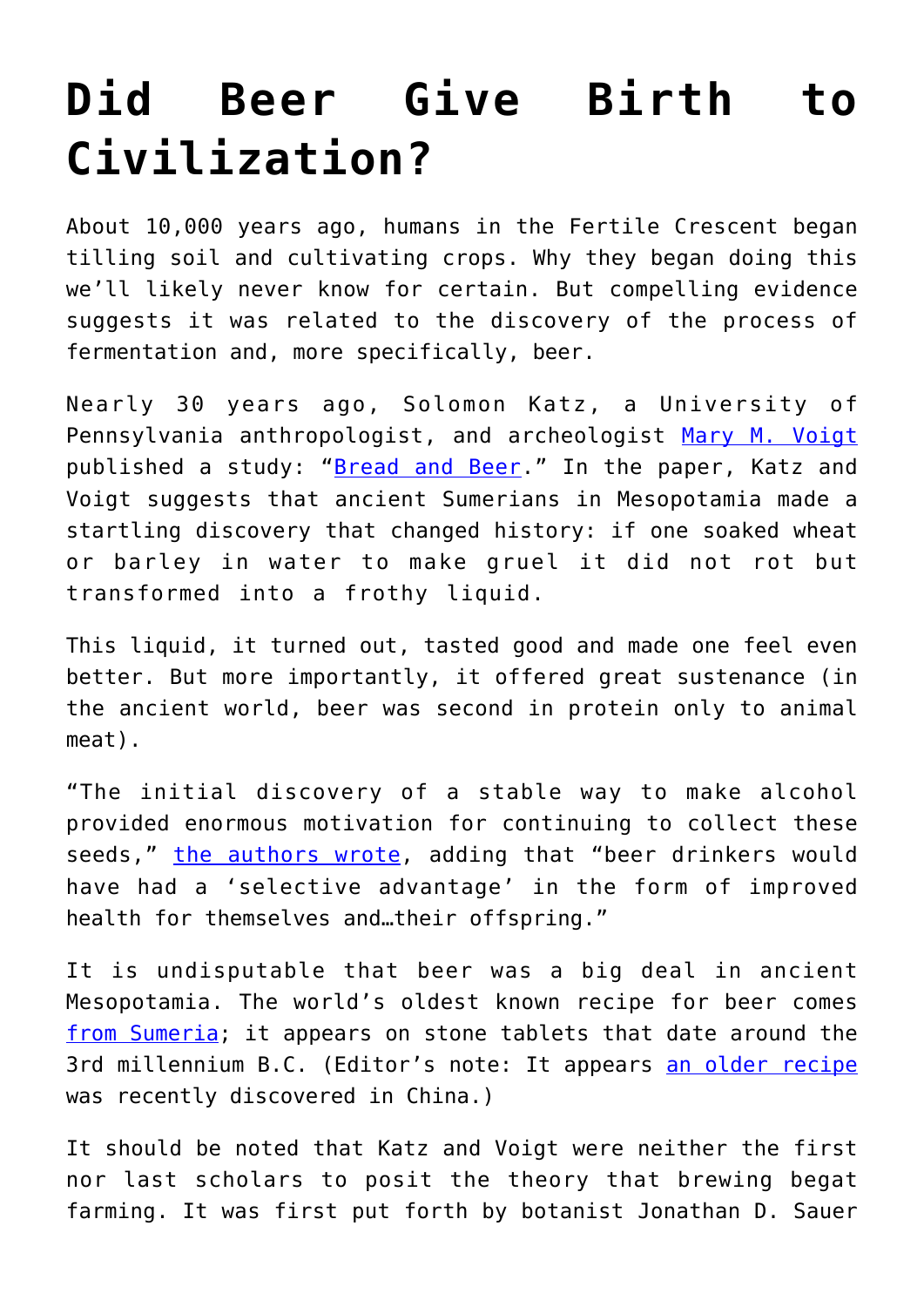# Did Beer Give Birth to Civilization?

About 10,000 years ago, humans in the Fertile Crescent began tilling soil and cultivating crops. Why they began doing this we'll likely never know for certain. But compelling evidence suggests it was related to the discovery of the process of fermentation and, more specifically, beer.

Nearly 30 years ago, Solomon Katz, a University of Pennsylvania anthropologist, and archeologist [Mary M. Voigt](#) published a study: "[Bread and Beer](#)." In the paper, Katz and Voigt suggests that ancient Sumerians in Mesopotamia made a startling discovery that changed history: if one soaked wheat or barley in water to make gruel it did not rot but transformed into a frothy liquid.

This liquid, it turned out, tasted good and made one feel even better. But more importantly, it offered great sustenance (in the ancient world, beer was second in protein only to animal meat).

"The initial discovery of a stable way to make alcohol provided enormous motivation for continuing to collect these seeds," [the authors wrote](#), adding that "beer drinkers would have had a 'selective advantage' in the form of improved health for themselves and…their offspring."

It is undisputable that beer was a big deal in ancient Mesopotamia. The world's oldest known recipe for beer comes [from Sumeria](#); it appears on stone tablets that date around the 3rd millennium B.C. (Editor's note: It appears [an older recipe](#) was recently discovered in China.)

It should be noted that Katz and Voigt were neither the first nor last scholars to posit the theory that brewing begat farming. It was first put forth by botanist Jonathan D. Sauer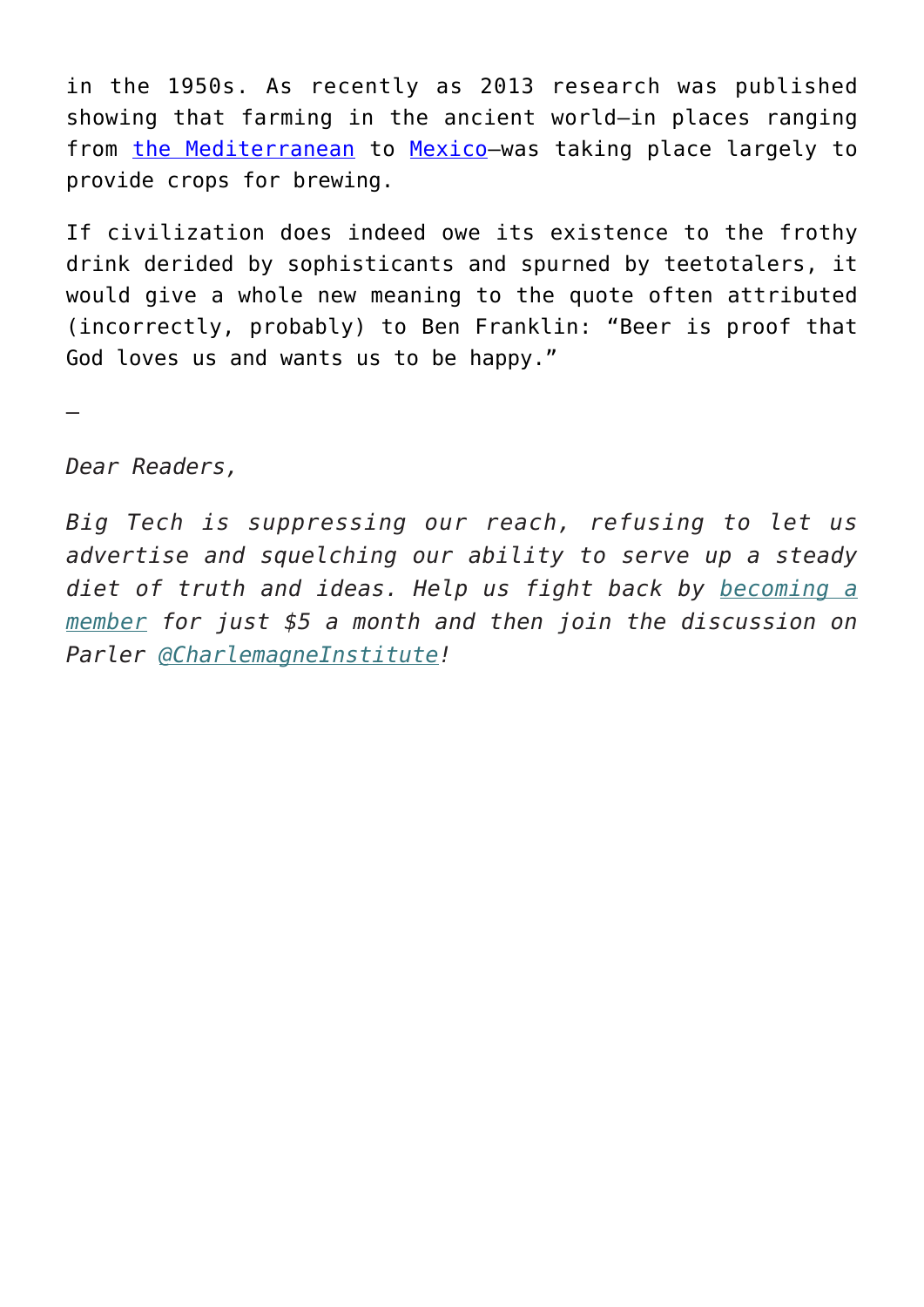in the 1950s. As recently as 2013 research was published showing that farming in the ancient world—in places ranging from the Mediterranean to Mexico—was taking place largely to provide crops for brewing.

If civilization does indeed owe its existence to the frothy drink derided by sophisticants and spurned by teetotalers, it would give a whole new meaning to the quote often attributed (incorrectly, probably) to Ben Franklin: “Beer is proof that God loves us and wants us to be happy.”

—

*Dear Readers,*

*Big Tech is suppressing our reach, refusing to let us advertise and squelching our ability to serve up a steady diet of truth and ideas. Help us fight back by becoming a member for just $5 a month and then join the discussion on Parler @CharlemagneInstitute!*